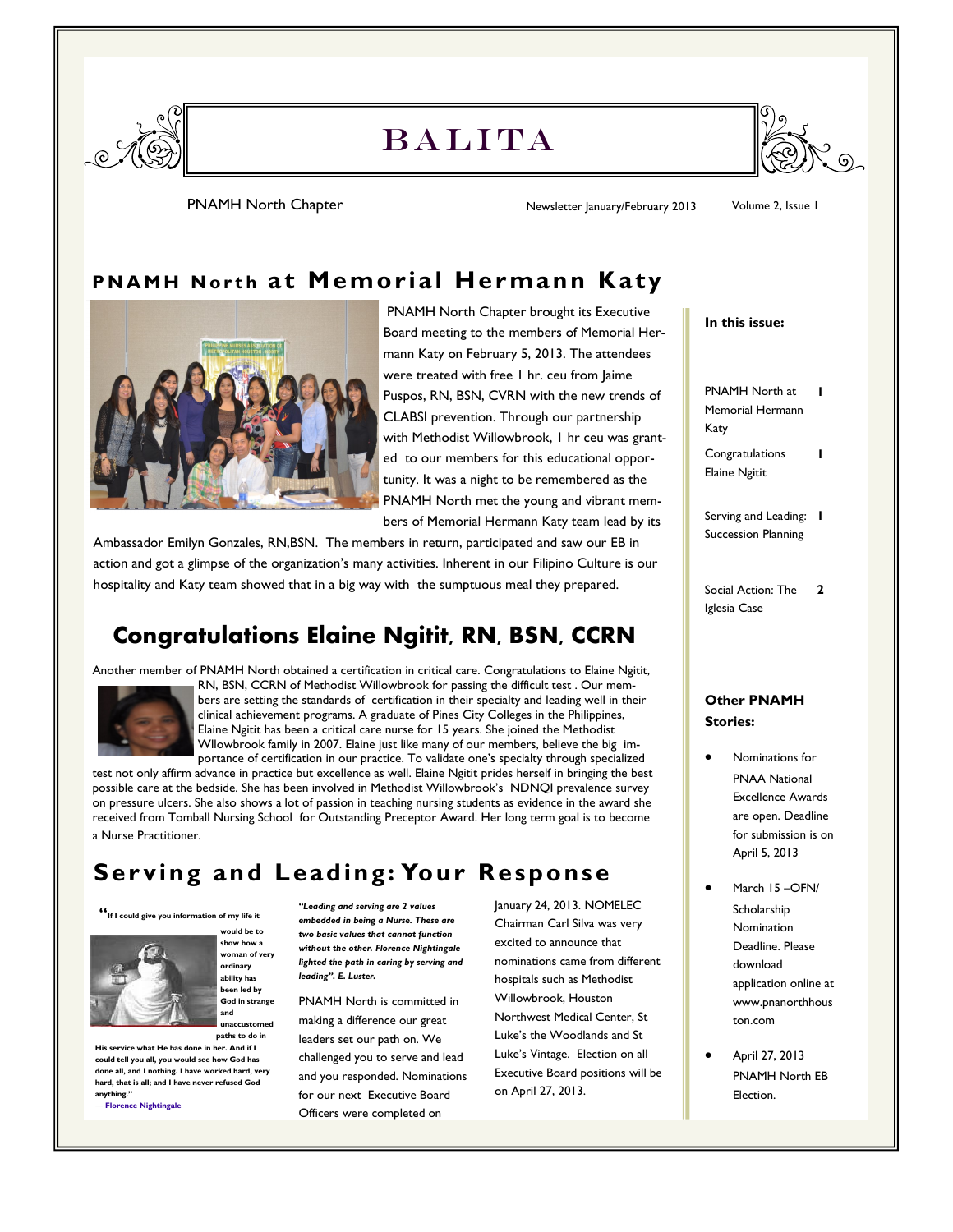# BALITA

PNAMH North Chapter

Newsletter January/February 2013

## PNAMH North at Memorial Hermann Katy

PNAMH North Chapter brought its Executive Board meeting to the members of Memorial Hermann Katy on February 5, 2013. The attendees were treated with free 1 hr. ceu from Jaime Puspos, RN, BSN, CVRN with the new trends of CLABSI prevention. Through our partnership with Methodist Willowbrook, 1 hr ceu was granted to our members for this educational opportunity. It was a night to be remembered as the PNAMH North met the young and vibrant members of Memorial Hermann Katy team lead by its Ambassador Emilyn Gonzales, RN,BSN. The members in return, participated and saw our EB in action and got a glimpse of the organization's many activities. Inherent in our Filipino Culture is our hospitality and Katy team showed that in a big way with the sumptuous meal they prepared.

## Congratulations Elaine Ngitit, RN, BSN, CCRN

Another member of PNAMH North obtained a certification in critical care. Congratulations to Elaine Ngitit, RN, BSN, CCRN of Methodist Willowbrook for passing the difficult test . Our members are setting the standards of certification in their specialty and leading well in their clinical achievement programs. A graduate of Pines City Colleges in the Philippines, Elaine Ngitit has been a critical care nurse for 15 years. She joined the Methodist Wllowbrook family in 2007. Elaine just like many of our members, believe the big importance of certification in our practice. To validate one's specialty through specialized test not only affirm advance in practice but excellence as well. Elaine Ngitit prides herself in bringing the best possible care at the bedside. She has been involved in Methodist Willowbrook's NDNQI prevalence survey on pressure ulcers. She also shows a lot of passion in teaching nursing students as evidence in the award she received from Tomball Nursing School for Outstanding Preceptor Award. Her long term goal is to become a Nurse Practitioner.

## Serving and Leading: Your Response

**"If I could give you information of my life it would be to show how a woman of very ordinary ability has been led by God in strange and unaccustomed paths to do in His service what He has done in her. And if I could tell you all, you would see how God has done all, and I nothing. I have worked hard, very hard, that is all; and I have never refused God anything."**
— Florence Nightingale

***"Leading and serving are 2 values embedded in being a Nurse. These are two basic values that cannot function without the other. Florence Nightingale lighted the path in caring by serving and leading". E. Luster.***

PNAMH North is committed in making a difference our great leaders set our path on. We challenged you to serve and lead and you responded. Nominations for our next Executive Board Officers were completed on January 24, 2013. NOMELEC Chairman Carl Silva was very excited to announce that nominations came from different hospitals such as Methodist Willowbrook, Houston Northwest Medical Center, St Luke's the Woodlands and St Luke's Vintage. Election on all Executive Board positions will be on April 27, 2013.

**In this issue:**

| | |
|---|---|
| PNAMH North at Memorial Hermann Katy | 1 |
| Congratulations Elaine Ngitit | 1 |
| Serving and Leading: Succession Planning | 1 |
| Social Action: The Iglesia Case | 2 |

**Other PNAMH Stories:**

- Nominations for PNAA National Excellence Awards are open. Deadline for submission is on April 5, 2013
- March 15 –OFN/ Scholarship Nomination Deadline. Please download application online at www.pnanorthhouston.com
- April 27, 2013 PNAMH North EB Election.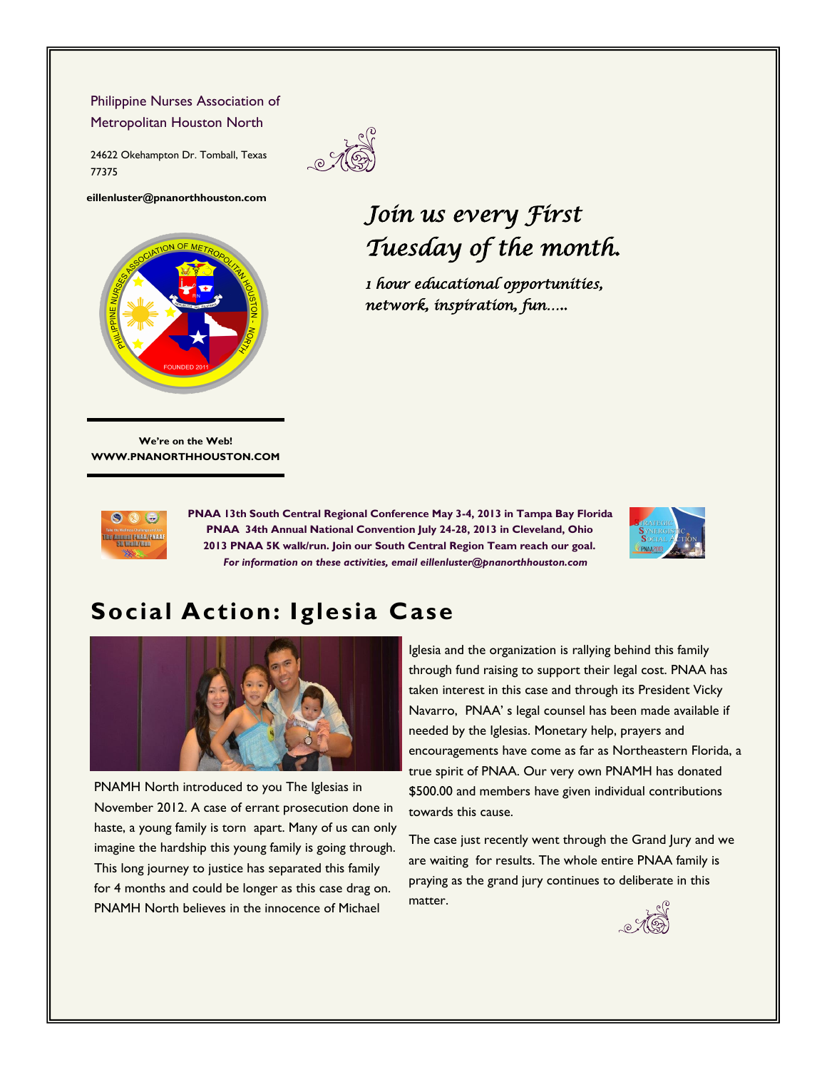Philippine Nurses Association of Metropolitan Houston North

24622 Okehampton Dr. Tomball, Texas 77375

**eillenluster@pnanorthhouston.com**

*Join us every First Tuesday of the month.*

*1 hour educational opportunities, network, inspiration, fun…..*

**We're on the Web!**
**WWW.PNANORTHHOUSTON.COM**

**PNAA 13th South Central Regional Conference May 3-4, 2013 in Tampa Bay Florida**
**PNAA 34th Annual National Convention July 24-28, 2013 in Cleveland, Ohio**
**2013 PNAA 5K walk/run. Join our South Central Region Team reach our goal.**
***For information on these activities, email eillenluster@pnanorthhouston.com***

# Social Action: Iglesia Case

PNAMH North introduced to you The Iglesias in November 2012. A case of errant prosecution done in haste, a young family is torn apart. Many of us can only imagine the hardship this young family is going through. This long journey to justice has separated this family for 4 months and could be longer as this case drag on. PNAMH North believes in the innocence of Michael Iglesia and the organization is rallying behind this family through fund raising to support their legal cost. PNAA has taken interest in this case and through its President Vicky Navarro, PNAA' s legal counsel has been made available if needed by the Iglesias. Monetary help, prayers and encouragements have come as far as Northeastern Florida, a true spirit of PNAA. Our very own PNAMH has donated $500.00 and members have given individual contributions towards this cause.

The case just recently went through the Grand Jury and we are waiting for results. The whole entire PNAA family is praying as the grand jury continues to deliberate in this matter.